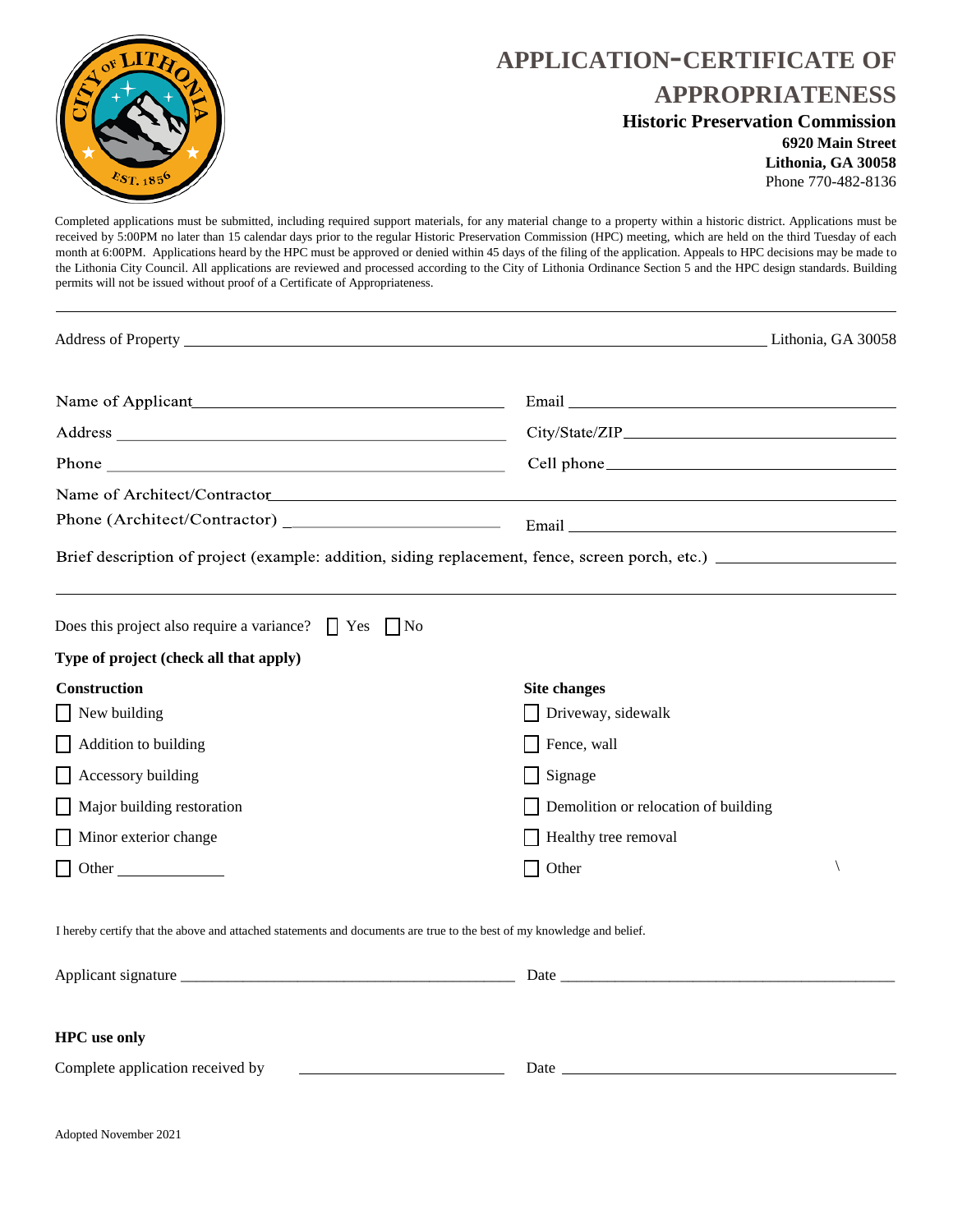# APPLICATION-CERTIFICATE OF APPROPRIATENESS

**Historic Preservation Commission**
**6920 Main Street**
**Lithonia, GA 30058**
Phone 770-482-8136

Completed applications must be submitted, including required support materials, for any material change to a property within a historic district. Applications must be received by 5:00PM no later than 15 calendar days prior to the regular Historic Preservation Commission (HPC) meeting, which are held on the third Tuesday of each month at 6:00PM. Applications heard by the HPC must be approved or denied within 45 days of the filing of the application. Appeals to HPC decisions may be made to the Lithonia City Council. All applications are reviewed and processed according to the City of Lithonia Ordinance Section 5 and the HPC design standards. Building permits will not be issued without proof of a Certificate of Appropriateness.

---

Address of Property ______________________________ Lithonia, GA 30058

Name of Applicant ______________________ Email ______________________

Address ______________________ City/State/ZIP ______________________

Phone ______________________ Cell phone ______________________

Name of Architect/Contractor ______________________

Phone (Architect/Contractor) ______________________ Email ______________________

Brief description of project (example: addition, siding replacement, fence, screen porch, etc.) ______________________

______________________________________________

Does this project also require a variance? ☐ Yes ☐ No

**Type of project (check all that apply)**

**Construction**

- ☐ New building
- ☐ Addition to building
- ☐ Accessory building
- ☐ Major building restoration
- ☐ Minor exterior change
- ☐ Other ____________

**Site changes**

- ☐ Driveway, sidewalk
- ☐ Fence, wall
- ☐ Signage
- ☐ Demolition or relocation of building
- ☐ Healthy tree removal
- ☐ Other

I hereby certify that the above and attached statements and documents are true to the best of my knowledge and belief.

Applicant signature ______________________ Date ______________________

**HPC use only**

Complete application received by ______________________ Date ______________________

Adopted November 2021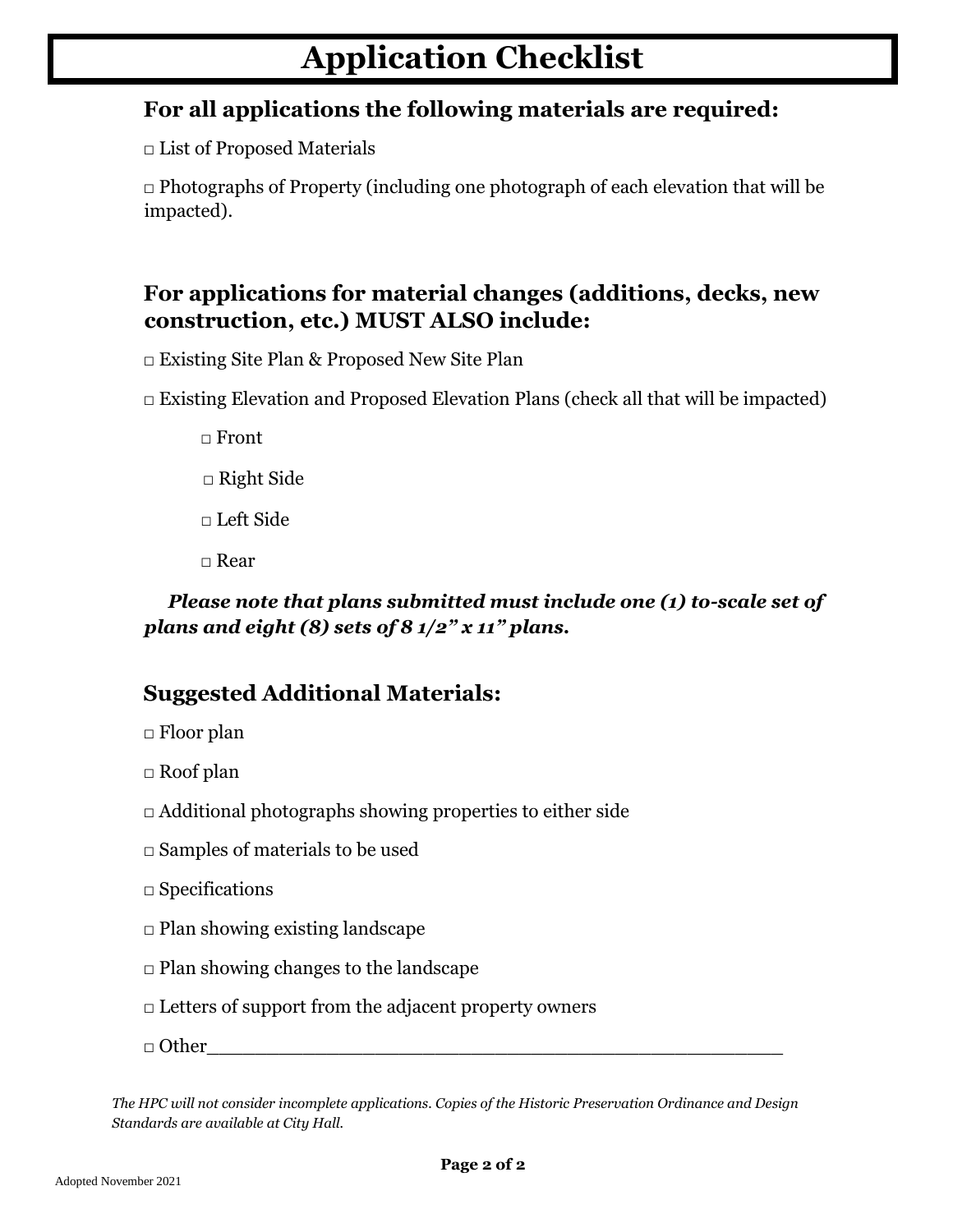# Application Checklist

## For all applications the following materials are required:

□ List of Proposed Materials

□ Photographs of Property (including one photograph of each elevation that will be impacted).

## For applications for material changes (additions, decks, new construction, etc.) MUST ALSO include:

□ Existing Site Plan & Proposed New Site Plan

□ Existing Elevation and Proposed Elevation Plans (check all that will be impacted)

- □ Front
- □ Right Side
- □ Left Side
- □ Rear

***Please note that plans submitted must include one (1) to-scale set of plans and eight (8) sets of 8 1/2" x 11" plans.***

## Suggested Additional Materials:

□ Floor plan

□ Roof plan

□ Additional photographs showing properties to either side

□ Samples of materials to be used

□ Specifications

□ Plan showing existing landscape

□ Plan showing changes to the landscape

□ Letters of support from the adjacent property owners

□ Other_______________________________________________

*The HPC will not consider incomplete applications. Copies of the Historic Preservation Ordinance and Design Standards are available at City Hall.*

Adopted November 2021